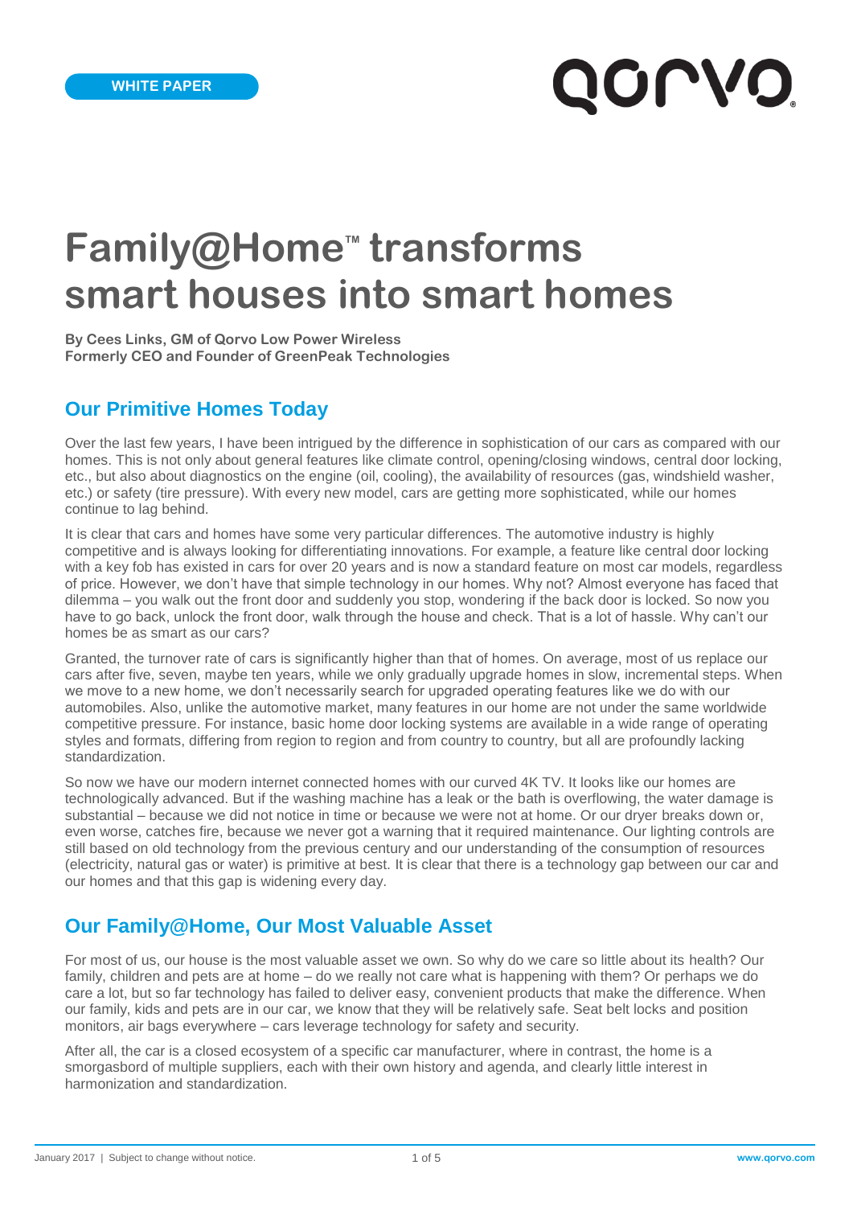WHITE PAPER

# Family@Home™ transforms smart houses into smart homes

**By Cees Links, GM of Qorvo Low Power Wireless**
**Formerly CEO and Founder of GreenPeak Technologies**

## Our Primitive Homes Today

Over the last few years, I have been intrigued by the difference in sophistication of our cars as compared with our homes. This is not only about general features like climate control, opening/closing windows, central door locking, etc., but also about diagnostics on the engine (oil, cooling), the availability of resources (gas, windshield washer, etc.) or safety (tire pressure). With every new model, cars are getting more sophisticated, while our homes continue to lag behind.

It is clear that cars and homes have some very particular differences. The automotive industry is highly competitive and is always looking for differentiating innovations. For example, a feature like central door locking with a key fob has existed in cars for over 20 years and is now a standard feature on most car models, regardless of price. However, we don't have that simple technology in our homes. Why not? Almost everyone has faced that dilemma – you walk out the front door and suddenly you stop, wondering if the back door is locked. So now you have to go back, unlock the front door, walk through the house and check. That is a lot of hassle. Why can't our homes be as smart as our cars?

Granted, the turnover rate of cars is significantly higher than that of homes. On average, most of us replace our cars after five, seven, maybe ten years, while we only gradually upgrade homes in slow, incremental steps. When we move to a new home, we don't necessarily search for upgraded operating features like we do with our automobiles. Also, unlike the automotive market, many features in our home are not under the same worldwide competitive pressure. For instance, basic home door locking systems are available in a wide range of operating styles and formats, differing from region to region and from country to country, but all are profoundly lacking standardization.

So now we have our modern internet connected homes with our curved 4K TV. It looks like our homes are technologically advanced. But if the washing machine has a leak or the bath is overflowing, the water damage is substantial – because we did not notice in time or because we were not at home. Or our dryer breaks down or, even worse, catches fire, because we never got a warning that it required maintenance. Our lighting controls are still based on old technology from the previous century and our understanding of the consumption of resources (electricity, natural gas or water) is primitive at best. It is clear that there is a technology gap between our car and our homes and that this gap is widening every day.

## Our Family@Home, Our Most Valuable Asset

For most of us, our house is the most valuable asset we own. So why do we care so little about its health? Our family, children and pets are at home – do we really not care what is happening with them? Or perhaps we do care a lot, but so far technology has failed to deliver easy, convenient products that make the difference. When our family, kids and pets are in our car, we know that they will be relatively safe. Seat belt locks and position monitors, air bags everywhere – cars leverage technology for safety and security.

After all, the car is a closed ecosystem of a specific car manufacturer, where in contrast, the home is a smorgasbord of multiple suppliers, each with their own history and agenda, and clearly little interest in harmonization and standardization.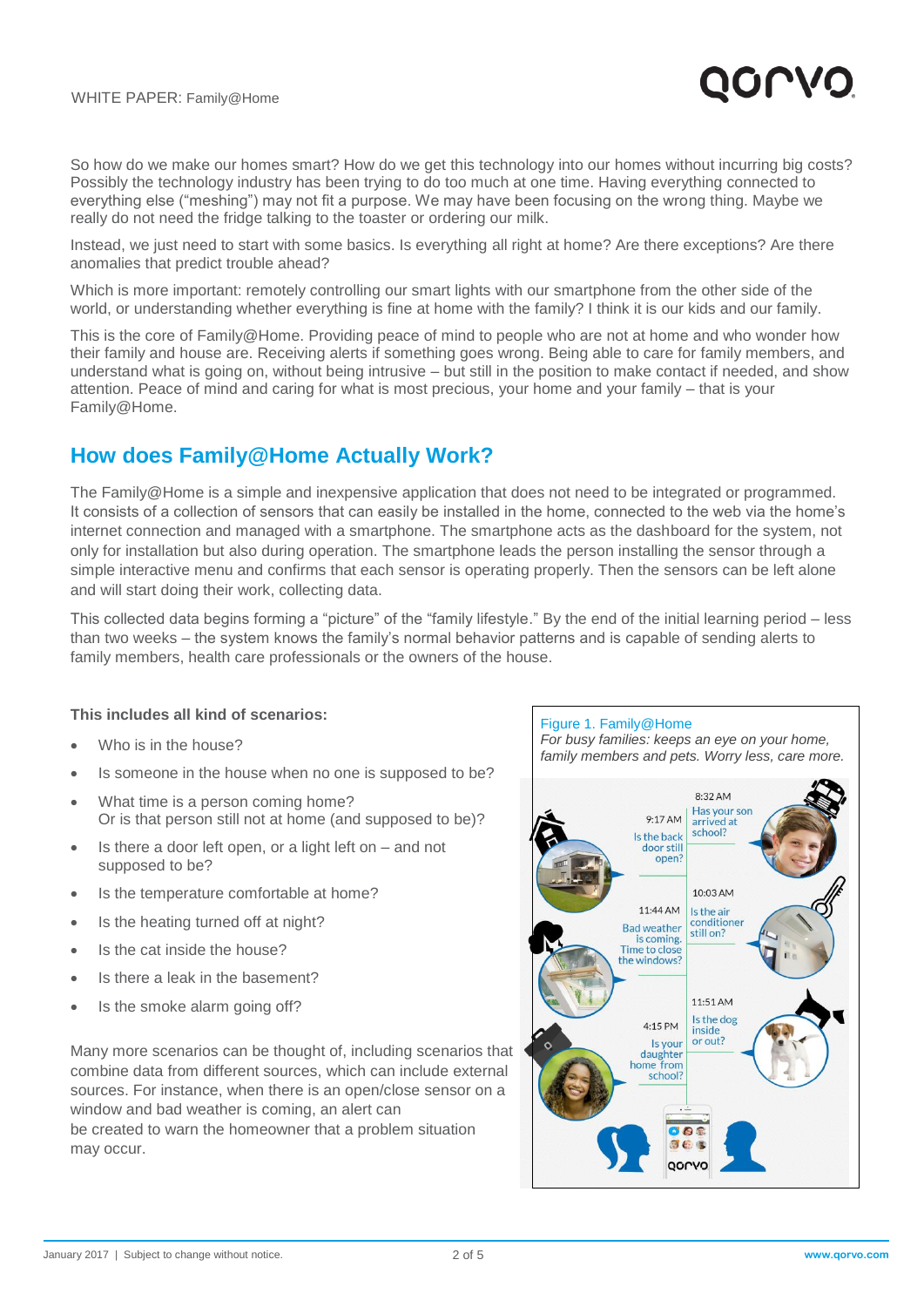So how do we make our homes smart? How do we get this technology into our homes without incurring big costs? Possibly the technology industry has been trying to do too much at one time. Having everything connected to everything else ("meshing") may not fit a purpose. We may have been focusing on the wrong thing. Maybe we really do not need the fridge talking to the toaster or ordering our milk.

Instead, we just need to start with some basics. Is everything all right at home? Are there exceptions? Are there anomalies that predict trouble ahead?

Which is more important: remotely controlling our smart lights with our smartphone from the other side of the world, or understanding whether everything is fine at home with the family? I think it is our kids and our family.

This is the core of Family@Home. Providing peace of mind to people who are not at home and who wonder how their family and house are. Receiving alerts if something goes wrong. Being able to care for family members, and understand what is going on, without being intrusive – but still in the position to make contact if needed, and show attention. Peace of mind and caring for what is most precious, your home and your family – that is your Family@Home.

## How does Family@Home Actually Work?

The Family@Home is a simple and inexpensive application that does not need to be integrated or programmed. It consists of a collection of sensors that can easily be installed in the home, connected to the web via the home's internet connection and managed with a smartphone. The smartphone acts as the dashboard for the system, not only for installation but also during operation. The smartphone leads the person installing the sensor through a simple interactive menu and confirms that each sensor is operating properly. Then the sensors can be left alone and will start doing their work, collecting data.

This collected data begins forming a "picture" of the "family lifestyle." By the end of the initial learning period – less than two weeks – the system knows the family's normal behavior patterns and is capable of sending alerts to family members, health care professionals or the owners of the house.

**This includes all kind of scenarios:**

- Who is in the house?
- Is someone in the house when no one is supposed to be?
- What time is a person coming home?
  Or is that person still not at home (and supposed to be)?
- Is there a door left open, or a light left on – and not supposed to be?
- Is the temperature comfortable at home?
- Is the heating turned off at night?
- Is the cat inside the house?
- Is there a leak in the basement?
- Is the smoke alarm going off?

Many more scenarios can be thought of, including scenarios that combine data from different sources, which can include external sources. For instance, when there is an open/close sensor on a window and bad weather is coming, an alert can be created to warn the homeowner that a problem situation may occur.

Figure 1. Family@Home

*For busy families: keeps an eye on your home, family members and pets. Worry less, care more.*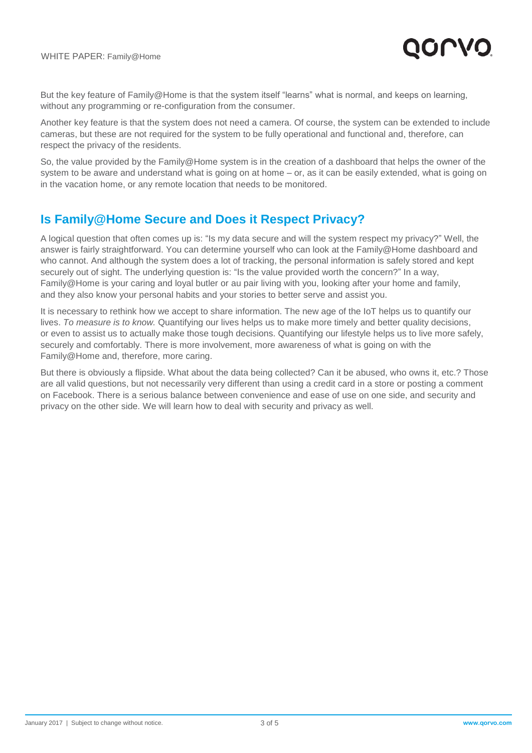But the key feature of Family@Home is that the system itself "learns" what is normal, and keeps on learning, without any programming or re-configuration from the consumer.

Another key feature is that the system does not need a camera. Of course, the system can be extended to include cameras, but these are not required for the system to be fully operational and functional and, therefore, can respect the privacy of the residents.

So, the value provided by the Family@Home system is in the creation of a dashboard that helps the owner of the system to be aware and understand what is going on at home – or, as it can be easily extended, what is going on in the vacation home, or any remote location that needs to be monitored.

## Is Family@Home Secure and Does it Respect Privacy?

A logical question that often comes up is: "Is my data secure and will the system respect my privacy?" Well, the answer is fairly straightforward. You can determine yourself who can look at the Family@Home dashboard and who cannot. And although the system does a lot of tracking, the personal information is safely stored and kept securely out of sight. The underlying question is: "Is the value provided worth the concern?" In a way, Family@Home is your caring and loyal butler or au pair living with you, looking after your home and family, and they also know your personal habits and your stories to better serve and assist you.

It is necessary to rethink how we accept to share information. The new age of the IoT helps us to quantify our lives. *To measure is to know.* Quantifying our lives helps us to make more timely and better quality decisions, or even to assist us to actually make those tough decisions. Quantifying our lifestyle helps us to live more safely, securely and comfortably. There is more involvement, more awareness of what is going on with the Family@Home and, therefore, more caring.

But there is obviously a flipside. What about the data being collected? Can it be abused, who owns it, etc.? Those are all valid questions, but not necessarily very different than using a credit card in a store or posting a comment on Facebook. There is a serious balance between convenience and ease of use on one side, and security and privacy on the other side. We will learn how to deal with security and privacy as well.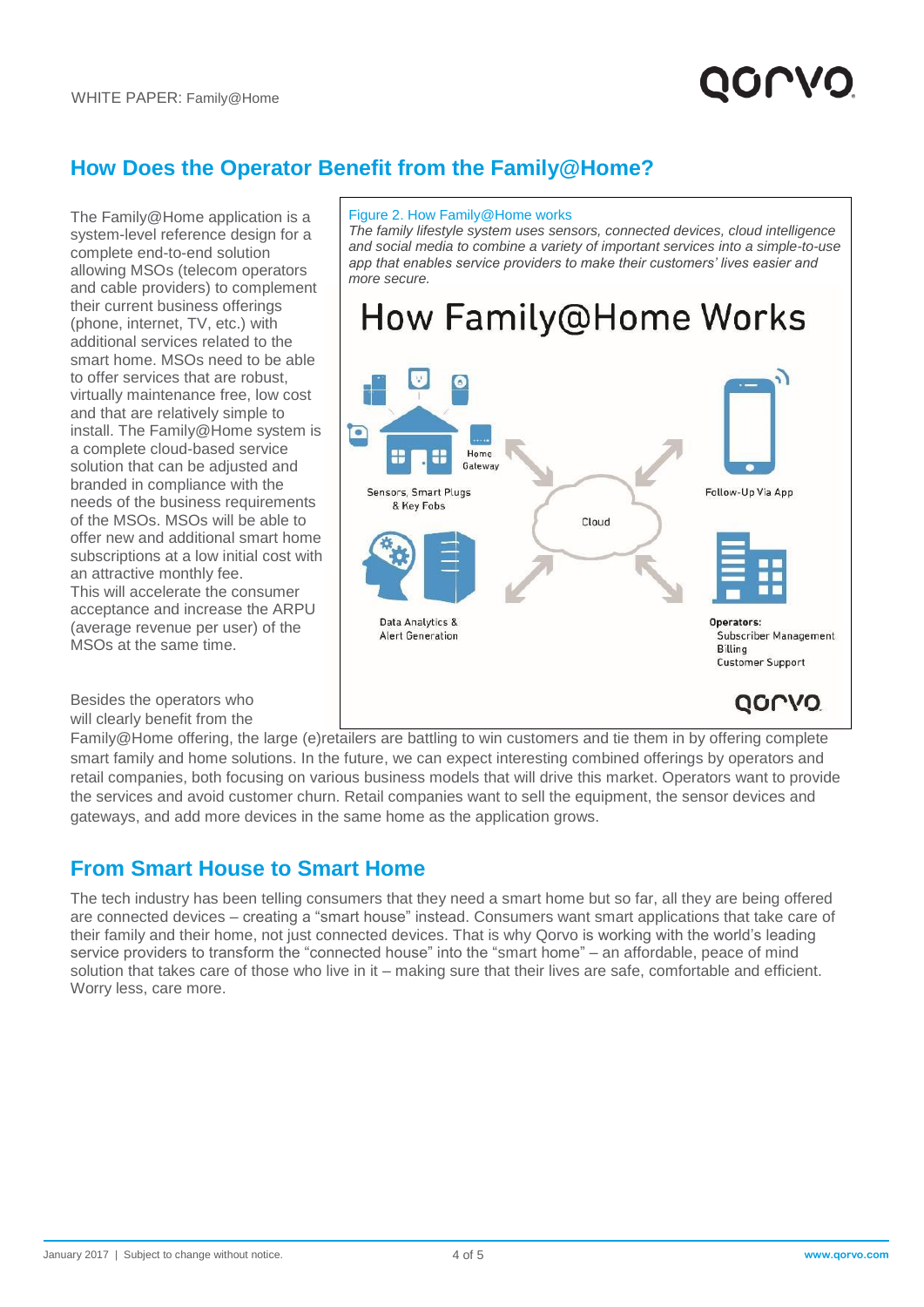## How Does the Operator Benefit from the Family@Home?

The Family@Home application is a system-level reference design for a complete end-to-end solution allowing MSOs (telecom operators and cable providers) to complement their current business offerings (phone, internet, TV, etc.) with additional services related to the smart home. MSOs need to be able to offer services that are robust, virtually maintenance free, low cost and that are relatively simple to install. The Family@Home system is a complete cloud-based service solution that can be adjusted and branded in compliance with the needs of the business requirements of the MSOs. MSOs will be able to offer new and additional smart home subscriptions at a low initial cost with an attractive monthly fee.
This will accelerate the consumer acceptance and increase the ARPU (average revenue per user) of the MSOs at the same time.

Figure 2. How Family@Home works

*The family lifestyle system uses sensors, connected devices, cloud intelligence and social media to combine a variety of important services into a simple-to-use app that enables service providers to make their customers' lives easier and more secure.*

How Family@Home Works

Home Gateway

Sensors, Smart Plugs & Key Fobs

Cloud

Follow-Up Via App

Data Analytics & Alert Generation

Operators:
Subscriber Management
Billing
Customer Support

Besides the operators who will clearly benefit from the Family@Home offering, the large (e)retailers are battling to win customers and tie them in by offering complete smart family and home solutions. In the future, we can expect interesting combined offerings by operators and retail companies, both focusing on various business models that will drive this market. Operators want to provide the services and avoid customer churn. Retail companies want to sell the equipment, the sensor devices and gateways, and add more devices in the same home as the application grows.

## From Smart House to Smart Home

The tech industry has been telling consumers that they need a smart home but so far, all they are being offered are connected devices – creating a "smart house" instead. Consumers want smart applications that take care of their family and their home, not just connected devices. That is why Qorvo is working with the world's leading service providers to transform the "connected house" into the "smart home" – an affordable, peace of mind solution that takes care of those who live in it – making sure that their lives are safe, comfortable and efficient. Worry less, care more.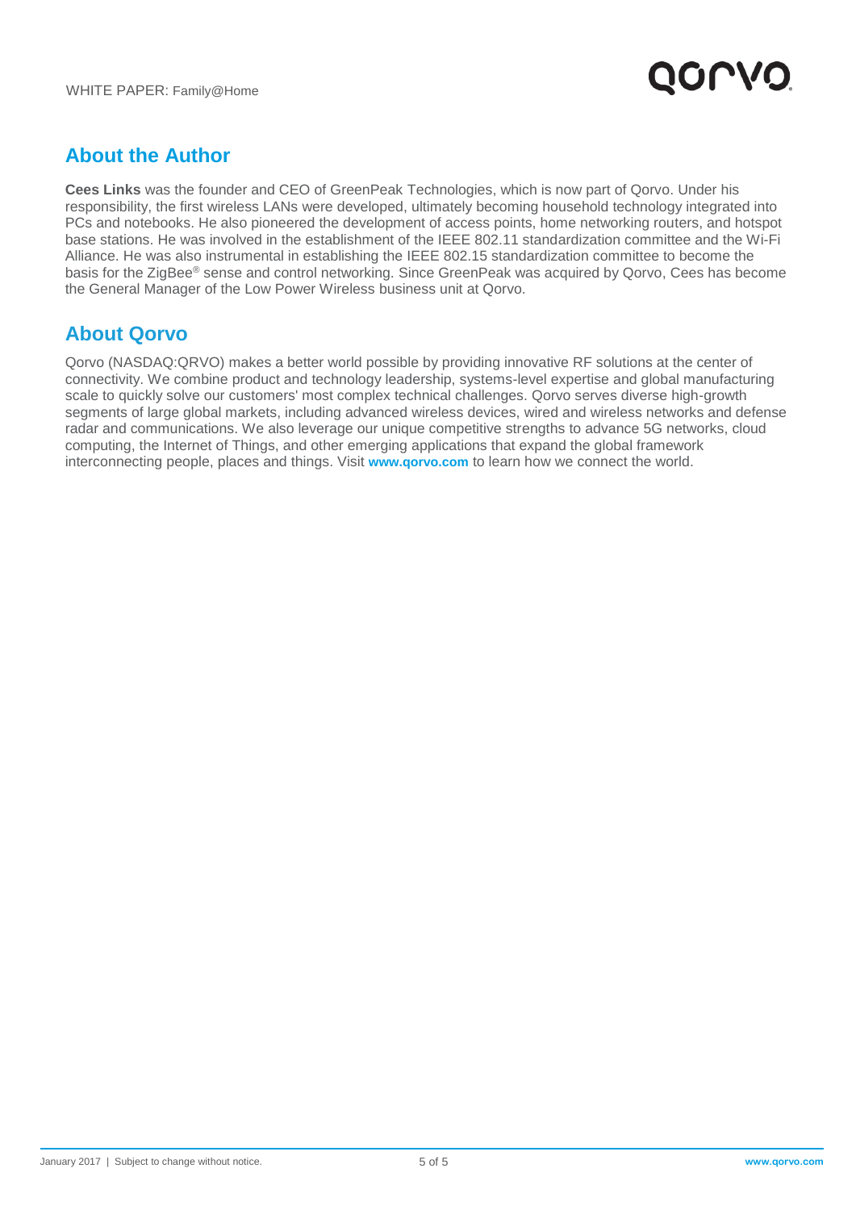## About the Author

**Cees Links** was the founder and CEO of GreenPeak Technologies, which is now part of Qorvo. Under his responsibility, the first wireless LANs were developed, ultimately becoming household technology integrated into PCs and notebooks. He also pioneered the development of access points, home networking routers, and hotspot base stations. He was involved in the establishment of the IEEE 802.11 standardization committee and the Wi-Fi Alliance. He was also instrumental in establishing the IEEE 802.15 standardization committee to become the basis for the ZigBee® sense and control networking. Since GreenPeak was acquired by Qorvo, Cees has become the General Manager of the Low Power Wireless business unit at Qorvo.

## About Qorvo

Qorvo (NASDAQ:QRVO) makes a better world possible by providing innovative RF solutions at the center of connectivity. We combine product and technology leadership, systems-level expertise and global manufacturing scale to quickly solve our customers' most complex technical challenges. Qorvo serves diverse high-growth segments of large global markets, including advanced wireless devices, wired and wireless networks and defense radar and communications. We also leverage our unique competitive strengths to advance 5G networks, cloud computing, the Internet of Things, and other emerging applications that expand the global framework interconnecting people, places and things. Visit **www.qorvo.com** to learn how we connect the world.